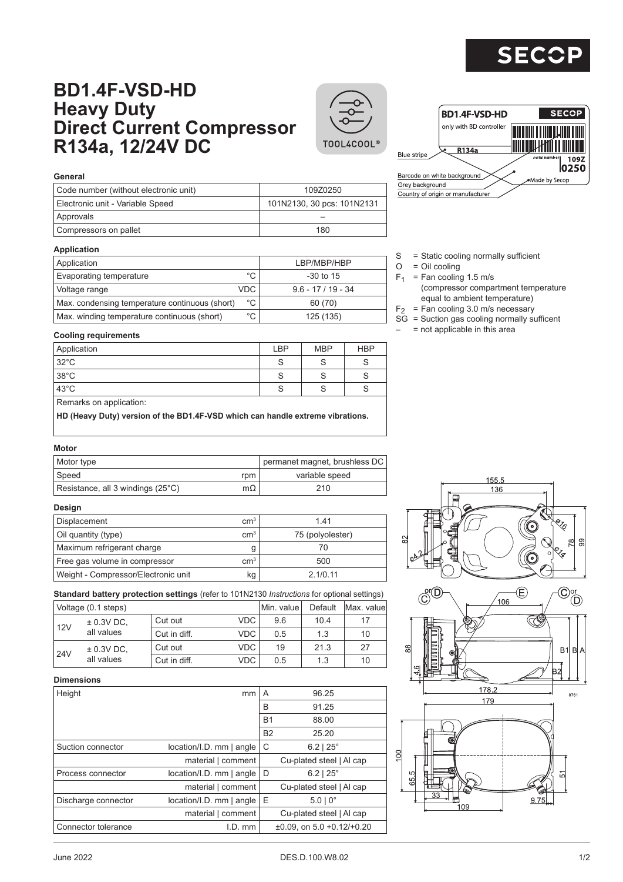# BD1.4F-VSD-HD
# Heavy Duty
# Direct Current Compressor
# R134a, 12/24V DC

TOOL4COOL®

### General

| Code number (without electronic unit) | 109Z0250 |
|---|---|
| Electronic unit - Variable Speed | 101N2130, 30 pcs: 101N2131 |
| Approvals | – |
| Compressors on pallet | 180 |

### Application

| Application | | LBP/MBP/HBP |
|---|---|---|
| Evaporating temperature | °C | -30 to 15 |
| Voltage range | VDC | 9.6 - 17 / 19 - 34 |
| Max. condensing temperature continuous (short) | °C | 60 (70) |
| Max. winding temperature continuous (short) | °C | 125 (135) |

### Cooling requirements

| Application | LBP | MBP | HBP |
|---|---|---|---|
| 32°C | S | S | S |
| 38°C | S | S | S |
| 43°C | S | S | S |

Remarks on application:

**HD (Heavy Duty) version of the BD1.4F-VSD which can handle extreme vibrations.**

- S = Static cooling normally sufficient
- O = Oil cooling
- $F_1$ = Fan cooling 1.5 m/s (compressor compartment temperature equal to ambient temperature)
- $F_2$ = Fan cooling 3.0 m/s necessary
- SG = Suction gas cooling normally sufficent
- – = not applicable in this area

Label: BD1.4F-VSD-HD, SECOP, only with BD controller, R134a, serial number, 109Z 0250, Made by Secop. Blue stripe; Barcode on white background; Grey background; Country of origin or manufacturer

### Motor

| Motor type | | permanet magnet, brushless DC |
|---|---|---|
| Speed | rpm | variable speed |
| Resistance, all 3 windings (25°C) | mΩ | 210 |

### Design

| Displacement | $cm^3$ | 1.41 |
|---|---|---|
| Oil quantity (type) | $cm^3$ | 75 (polyolester) |
| Maximum refrigerant charge | g | 70 |
| Free gas volume in compressor | $cm^3$ | 500 |
| Weight - Compressor/Electronic unit | kg | 2.1/0.11 |

### Standard battery protection settings (refer to 101N2130 *Instructions* for optional settings)

| Voltage (0.1 steps) | | | | Min. value | Default | Max. value |
|---|---|---|---|---|---|---|
| 12V | ± 0.3V DC, all values | Cut out | VDC | 9.6 | 10.4 | 17 |
| | | Cut in diff. | VDC | 0.5 | 1.3 | 10 |
| 24V | ± 0.3V DC, all values | Cut out | VDC | 19 | 21.3 | 27 |
| | | Cut in diff. | VDC | 0.5 | 1.3 | 10 |

### Dimensions

| Height | mm | A | 96.25 |
|---|---|---|---|
| | | B | 91.25 |
| | | B1 | 88.00 |
| | | B2 | 25.20 |
| Suction connector | location/I.D. mm \| angle | C | 6.2 \| 25° |
| | material \| comment | | Cu-plated steel \| Al cap |
| Process connector | location/I.D. mm \| angle | D | 6.2 \| 25° |
| | material \| comment | | Cu-plated steel \| Al cap |
| Discharge connector | location/I.D. mm \| angle | E | 5.0 \| 0° |
| | material \| comment | | Cu-plated steel \| Al cap |
| Connector tolerance | I.D. mm | | ±0.09, on 5.0 +0.12/+0.20 |

June 2022 DES.D.100.W8.02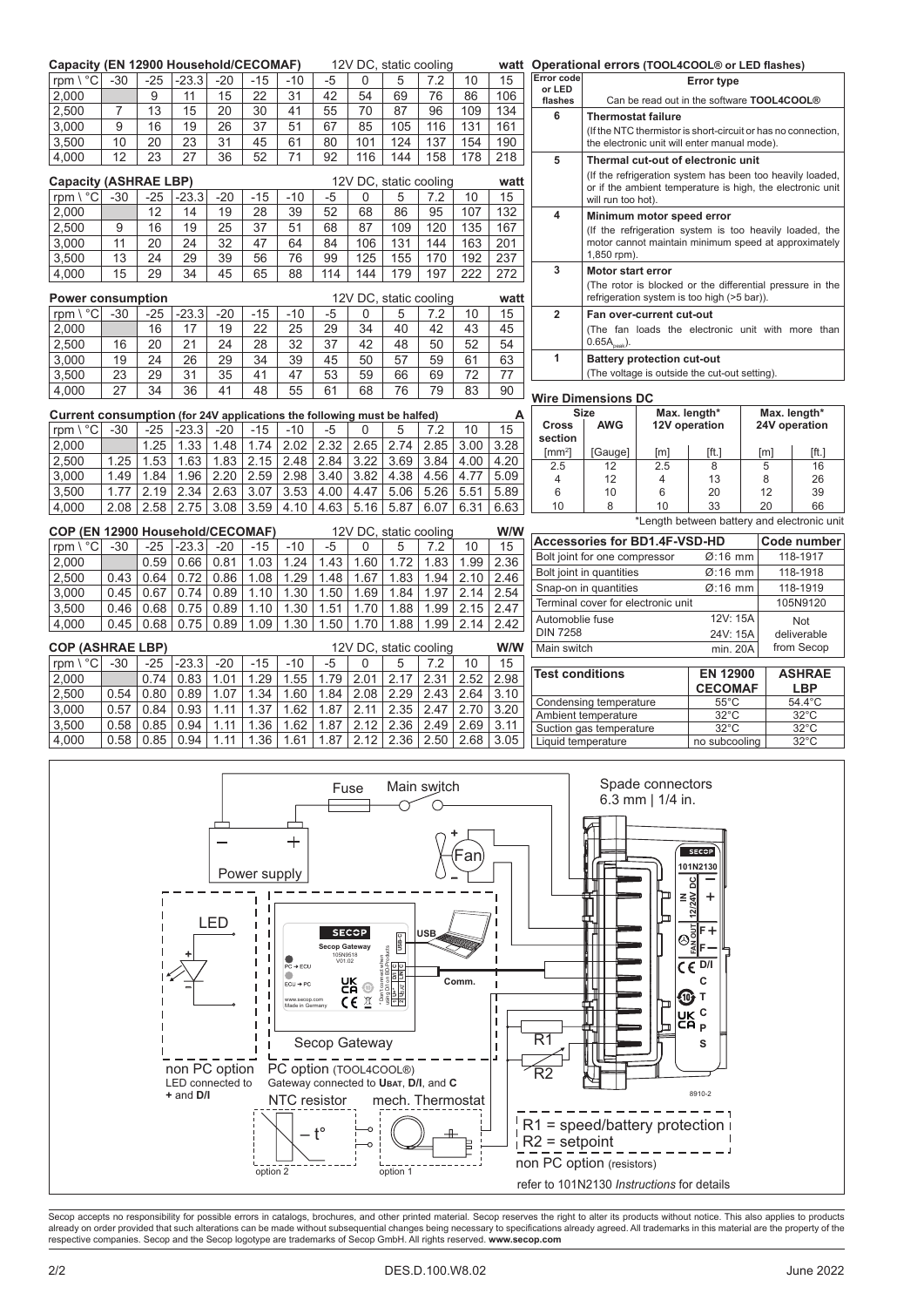## Capacity (EN 12900 Household/CECOMAF) — 12V DC, static cooling — watt

| rpm \ °C | -30 | -25 | -23.3 | -20 | -15 | -10 | -5 | 0 | 5 | 7.2 | 10 | 15 |
|---|---|---|---|---|---|---|---|---|---|---|---|---|
| 2,000 | | 9 | 11 | 15 | 22 | 31 | 42 | 54 | 69 | 76 | 86 | 106 |
| 2,500 | 7 | 13 | 15 | 20 | 30 | 41 | 55 | 70 | 87 | 96 | 109 | 134 |
| 3,000 | 9 | 16 | 19 | 26 | 37 | 51 | 67 | 85 | 105 | 116 | 131 | 161 |
| 3,500 | 10 | 20 | 23 | 31 | 45 | 61 | 80 | 101 | 124 | 137 | 154 | 190 |
| 4,000 | 12 | 23 | 27 | 36 | 52 | 71 | 92 | 116 | 144 | 158 | 178 | 218 |

## Capacity (ASHRAE LBP) — 12V DC, static cooling — watt

| rpm \ °C | -30 | -25 | -23.3 | -20 | -15 | -10 | -5 | 0 | 5 | 7.2 | 10 | 15 |
|---|---|---|---|---|---|---|---|---|---|---|---|---|
| 2,000 | | 12 | 14 | 19 | 28 | 39 | 52 | 68 | 86 | 95 | 107 | 132 |
| 2,500 | 9 | 16 | 19 | 25 | 37 | 51 | 68 | 87 | 109 | 120 | 135 | 167 |
| 3,000 | 11 | 20 | 24 | 32 | 47 | 64 | 84 | 106 | 131 | 144 | 163 | 201 |
| 3,500 | 13 | 24 | 29 | 39 | 56 | 76 | 99 | 125 | 155 | 170 | 192 | 237 |
| 4,000 | 15 | 29 | 34 | 45 | 65 | 88 | 114 | 144 | 179 | 197 | 222 | 272 |

## Power consumption — 12V DC, static cooling — watt

| rpm \ °C | -30 | -25 | -23.3 | -20 | -15 | -10 | -5 | 0 | 5 | 7.2 | 10 | 15 |
|---|---|---|---|---|---|---|---|---|---|---|---|---|
| 2,000 | | 16 | 17 | 19 | 22 | 25 | 29 | 34 | 40 | 42 | 43 | 45 |
| 2,500 | 16 | 20 | 21 | 24 | 28 | 32 | 37 | 42 | 48 | 50 | 52 | 54 |
| 3,000 | 19 | 24 | 26 | 29 | 34 | 39 | 45 | 50 | 57 | 59 | 61 | 63 |
| 3,500 | 23 | 29 | 31 | 35 | 41 | 47 | 53 | 59 | 66 | 69 | 72 | 77 |
| 4,000 | 27 | 34 | 36 | 41 | 48 | 55 | 61 | 68 | 76 | 79 | 83 | 90 |

## Current consumption (for 24V applications the following must be halfed) — A

| rpm \ °C | -30 | -25 | -23.3 | -20 | -15 | -10 | -5 | 0 | 5 | 7.2 | 10 | 15 |
|---|---|---|---|---|---|---|---|---|---|---|---|---|
| 2,000 | | 1.25 | 1.33 | 1.48 | 1.74 | 2.02 | 2.32 | 2.65 | 2.74 | 2.85 | 3.00 | 3.28 |
| 2,500 | 1.25 | 1.53 | 1.63 | 1.83 | 2.15 | 2.48 | 2.84 | 3.22 | 3.69 | 3.84 | 4.00 | 4.20 |
| 3,000 | 1.49 | 1.84 | 1.96 | 2.20 | 2.59 | 2.98 | 3.40 | 3.82 | 4.38 | 4.56 | 4.77 | 5.09 |
| 3,500 | 1.77 | 2.19 | 2.34 | 2.63 | 3.07 | 3.53 | 4.00 | 4.47 | 5.06 | 5.26 | 5.51 | 5.89 |
| 4,000 | 2.08 | 2.58 | 2.75 | 3.08 | 3.59 | 4.10 | 4.63 | 5.16 | 5.87 | 6.07 | 6.31 | 6.63 |

## COP (EN 12900 Household/CECOMAF) — 12V DC, static cooling — W/W

| rpm \ °C | -30 | -25 | -23.3 | -20 | -15 | -10 | -5 | 0 | 5 | 7.2 | 10 | 15 |
|---|---|---|---|---|---|---|---|---|---|---|---|---|
| 2,000 | | 0.59 | 0.66 | 0.81 | 1.03 | 1.24 | 1.43 | 1.60 | 1.72 | 1.83 | 1.99 | 2.36 |
| 2,500 | 0.43 | 0.64 | 0.72 | 0.86 | 1.08 | 1.29 | 1.48 | 1.67 | 1.83 | 1.94 | 2.10 | 2.46 |
| 3,000 | 0.45 | 0.67 | 0.74 | 0.89 | 1.10 | 1.30 | 1.50 | 1.69 | 1.84 | 1.97 | 2.14 | 2.54 |
| 3,500 | 0.46 | 0.68 | 0.75 | 0.89 | 1.10 | 1.30 | 1.51 | 1.70 | 1.88 | 1.99 | 2.15 | 2.47 |
| 4,000 | 0.45 | 0.68 | 0.75 | 0.89 | 1.09 | 1.30 | 1.50 | 1.70 | 1.88 | 1.99 | 2.14 | 2.42 |

## COP (ASHRAE LBP) — 12V DC, static cooling — W/W

| rpm \ °C | -30 | -25 | -23.3 | -20 | -15 | -10 | -5 | 0 | 5 | 7.2 | 10 | 15 |
|---|---|---|---|---|---|---|---|---|---|---|---|---|
| 2,000 | | 0.74 | 0.83 | 1.01 | 1.29 | 1.55 | 1.79 | 2.01 | 2.17 | 2.31 | 2.52 | 2.98 |
| 2,500 | 0.54 | 0.80 | 0.89 | 1.07 | 1.34 | 1.60 | 1.84 | 2.08 | 2.29 | 2.43 | 2.64 | 3.10 |
| 3,000 | 0.57 | 0.84 | 0.93 | 1.11 | 1.37 | 1.62 | 1.87 | 2.11 | 2.35 | 2.47 | 2.70 | 3.20 |
| 3,500 | 0.58 | 0.85 | 0.94 | 1.11 | 1.36 | 1.62 | 1.87 | 2.12 | 2.36 | 2.49 | 2.69 | 3.11 |
| 4,000 | 0.58 | 0.85 | 0.94 | 1.11 | 1.36 | 1.61 | 1.87 | 2.12 | 2.36 | 2.50 | 2.68 | 3.05 |

## Operational errors (TOOL4COOL® or LED flashes)

| Error code or LED flashes | Error type — Can be read out in the software **TOOL4COOL®** |
|---|---|
| 6 | **Thermostat failure** (If the NTC thermistor is short-circuit or has no connection, the electronic unit will enter manual mode). |
| 5 | **Thermal cut-out of electronic unit** (If the refrigeration system has been too heavily loaded, or if the ambient temperature is high, the electronic unit will run too hot). |
| 4 | **Minimum motor speed error** (If the refrigeration system is too heavily loaded, the motor cannot maintain minimum speed at approximately 1,850 rpm). |
| 3 | **Motor start error** (The rotor is blocked or the differential pressure in the refrigeration system is too high (>5 bar)). |
| 2 | **Fan over-current cut-out** (The fan loads the electronic unit with more than $0.65A_{peak}$). |
| 1 | **Battery protection cut-out** (The voltage is outside the cut-out setting). |

## Wire Dimensions DC

| Size | | Max. length* 12V operation | | Max. length* 24V operation | |
|---|---|---|---|---|---|
| Cross section [mm²] | AWG [Gauge] | [m] | [ft.] | [m] | [ft.] |
| 2.5 | 12 | 2.5 | 8 | 5 | 16 |
| 4 | 12 | 4 | 13 | 8 | 26 |
| 6 | 10 | 6 | 20 | 12 | 39 |
| 10 | 8 | 10 | 33 | 20 | 66 |

*Length between battery and electronic unit

| Accessories for BD1.4F-VSD-HD | | Code number |
|---|---|---|
| Bolt joint for one compressor | Ø:16 mm | 118-1917 |
| Bolt joint in quantities | Ø:16 mm | 118-1918 |
| Snap-on in quantities | Ø:16 mm | 118-1919 |
| Terminal cover for electronic unit | | 105N9120 |
| Automoblie fuse DIN 7258 | 12V: 15A 24V: 15A | Not deliverable from Secop |
| Main switch | min. 20A | |

| Test conditions | EN 12900 CECOMAF | ASHRAE LBP |
|---|---|---|
| Condensing temperature | 55°C | 54.4°C |
| Ambient temperature | 32°C | 32°C |
| Suction gas temperature | 32°C | 32°C |
| Liquid temperature | no subcooling | 32°C |

Fuse
Main switch
Power supply
Fan
Spade connectors 6.3 mm | 1/4 in.
LED
Secop Gateway
USB
Comm.
non PC option LED connected to + and D/I
PC option (TOOL4COOL®) Gateway connected to $U_{BAT}$, D/I, and C
NTC resistor
mech. Thermostat
option 2
option 1
101N2130
IN 12/24V DC + −
FAN OUT F+ F−
D/I C T C P S
R1
R2
8910-2
R1 = speed/battery protection
R2 = setpoint
non PC option (resistors)
refer to 101N2130 *Instructions* for details

Secop accepts no responsibility for possible errors in catalogs, brochures, and other printed material. Secop reserves the right to alter its products without notice. This also applies to products already on order provided that such alterations can be made without subsequential changes being necessary to specifications already agreed. All trademarks in this material are the property of the respective companies. Secop and the Secop logotype are trademarks of Secop GmbH. All rights reserved. **www.secop.com**

DES.D.100.W8.02 June 2022